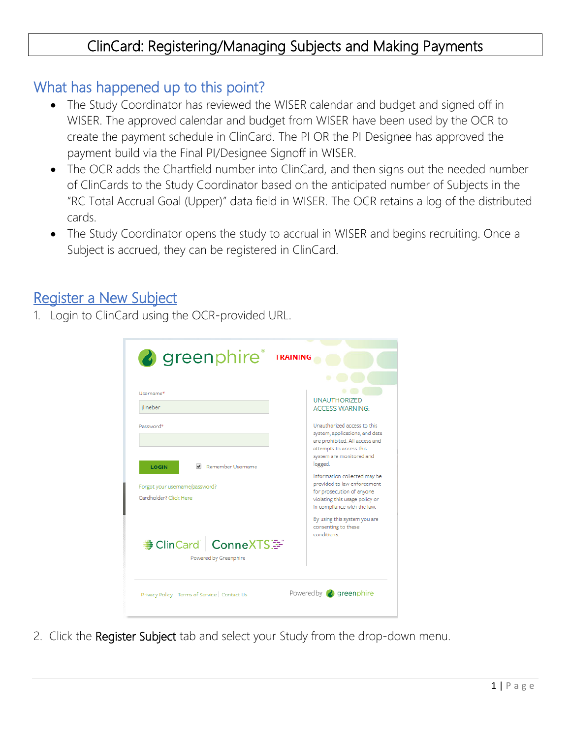# ClinCard: Registering/Managing Subjects and Making Payments

## What has happened up to this point?

- The Study Coordinator has reviewed the WISER calendar and budget and signed off in WISER. The approved calendar and budget from WISER have been used by the OCR to create the payment schedule in ClinCard. The PI OR the PI Designee has approved the payment build via the Final PI/Designee Signoff in WISER.
- The OCR adds the Chartfield number into ClinCard, and then signs out the needed number of ClinCards to the Study Coordinator based on the anticipated number of Subjects in the "RC Total Accrual Goal (Upper)" data field in WISER. The OCR retains a log of the distributed cards.
- The Study Coordinator opens the study to accrual in WISER and begins recruiting. Once a Subject is accrued, they can be registered in ClinCard.

## Register a New Subject

1. Login to ClinCard using the OCR-provided URL.

2. Click the **Register Subject** tab and select your Study from the drop-down menu.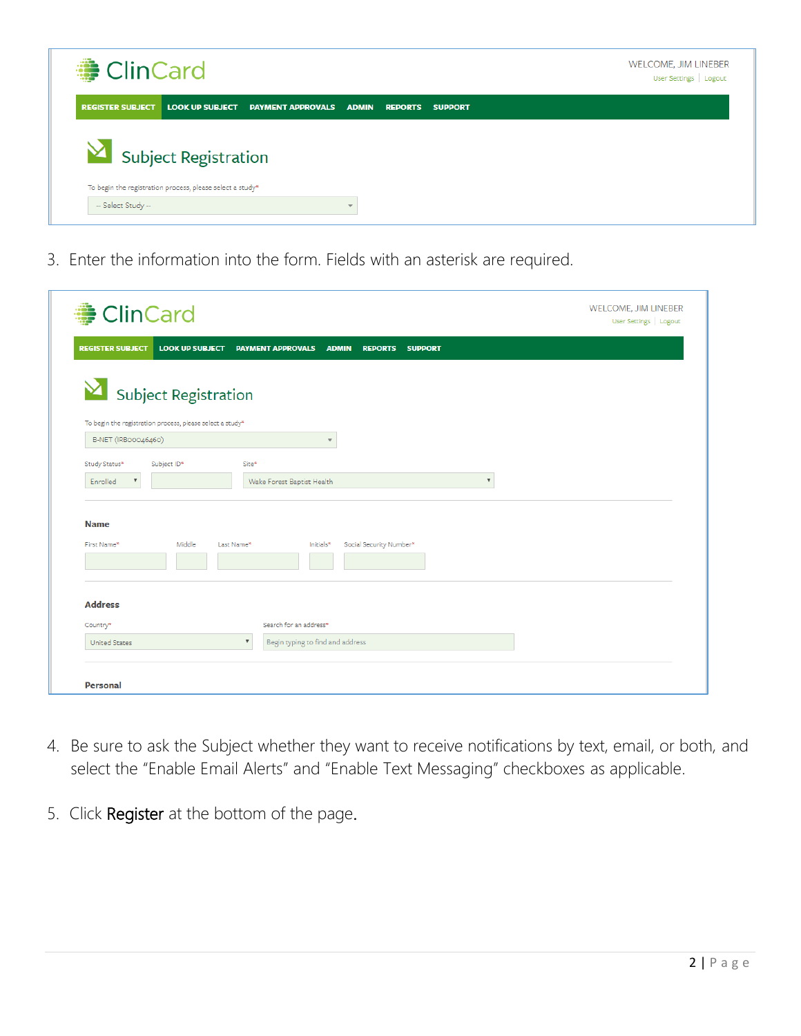3. Enter the information into the form. Fields with an asterisk are required.

4. Be sure to ask the Subject whether they want to receive notifications by text, email, or both, and select the “Enable Email Alerts” and “Enable Text Messaging” checkboxes as applicable.

5. Click **Register** at the bottom of the page.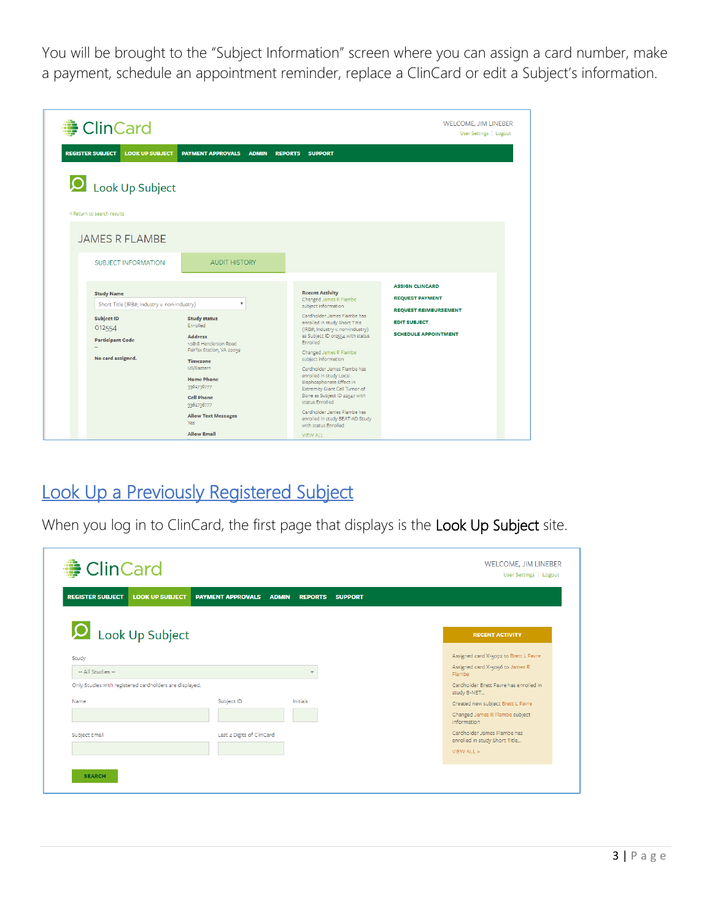You will be brought to the "Subject Information" screen where you can assign a card number, make a payment, schedule an appointment reminder, replace a ClinCard or edit a Subject's information.

## Look Up a Previously Registered Subject

When you log in to ClinCard, the first page that displays is the **Look Up Subject** site.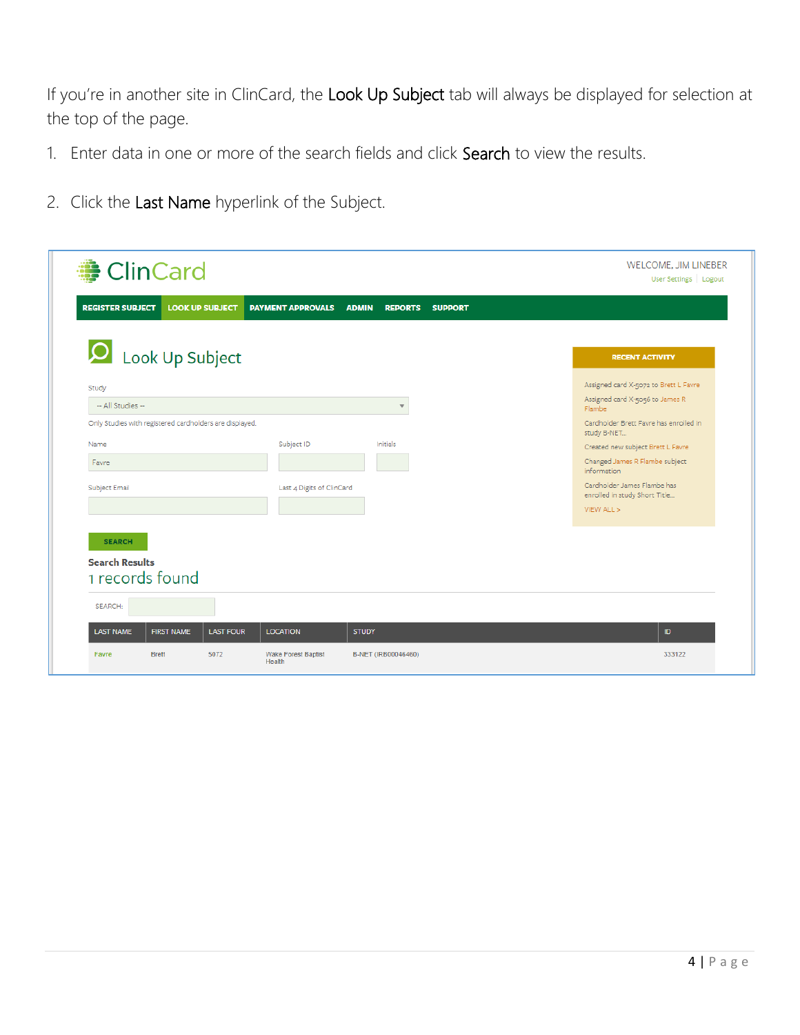If you're in another site in ClinCard, the Look Up Subject tab will always be displayed for selection at the top of the page.

1. Enter data in one or more of the search fields and click Search to view the results.

2. Click the Last Name hyperlink of the Subject.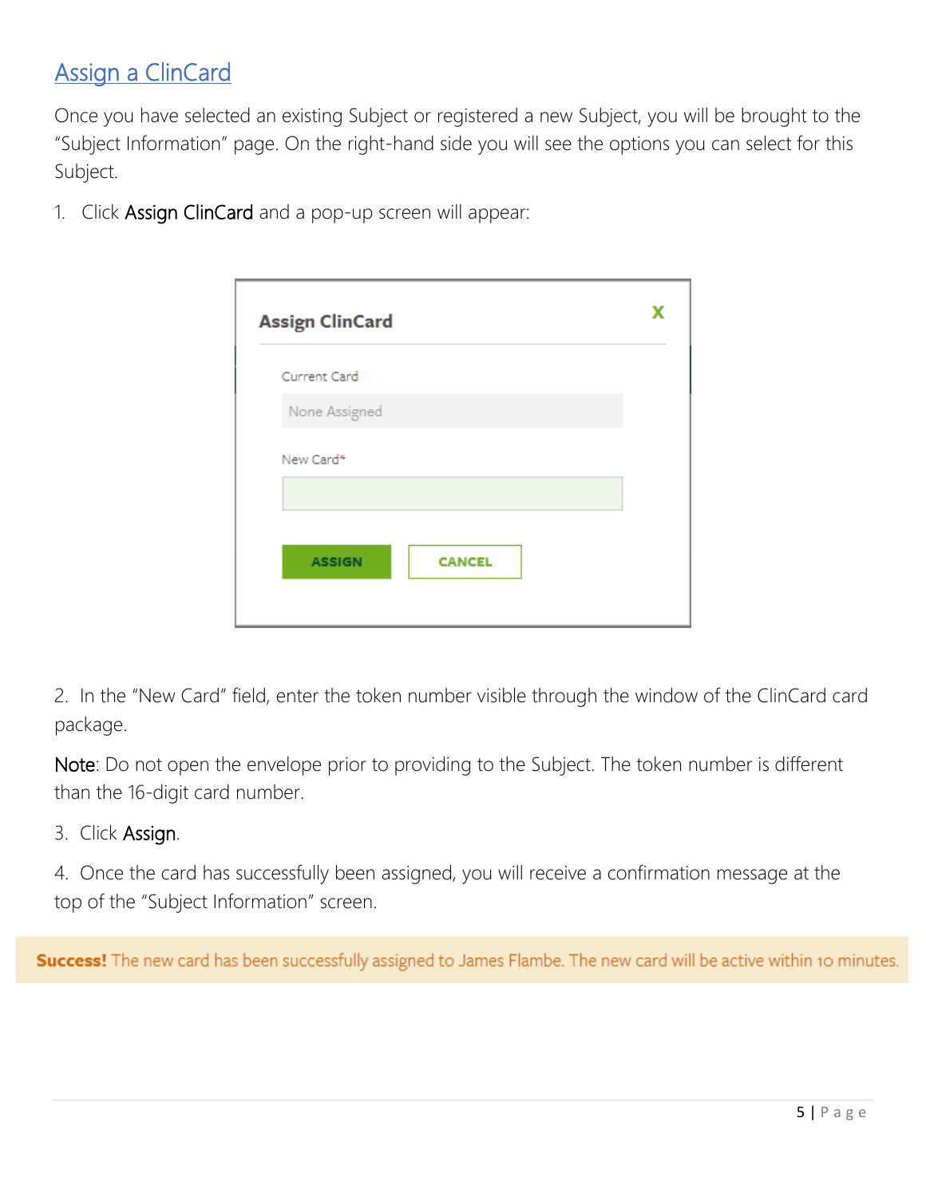## Assign a ClinCard

Once you have selected an existing Subject or registered a new Subject, you will be brought to the "Subject Information" page. On the right-hand side you will see the options you can select for this Subject.

1. Click **Assign ClinCard** and a pop-up screen will appear:

2. In the "New Card" field, enter the token number visible through the window of the ClinCard card package.

**Note**: Do not open the envelope prior to providing to the Subject. The token number is different than the 16-digit card number.

3. Click **Assign**.

4. Once the card has successfully been assigned, you will receive a confirmation message at the top of the "Subject Information" screen.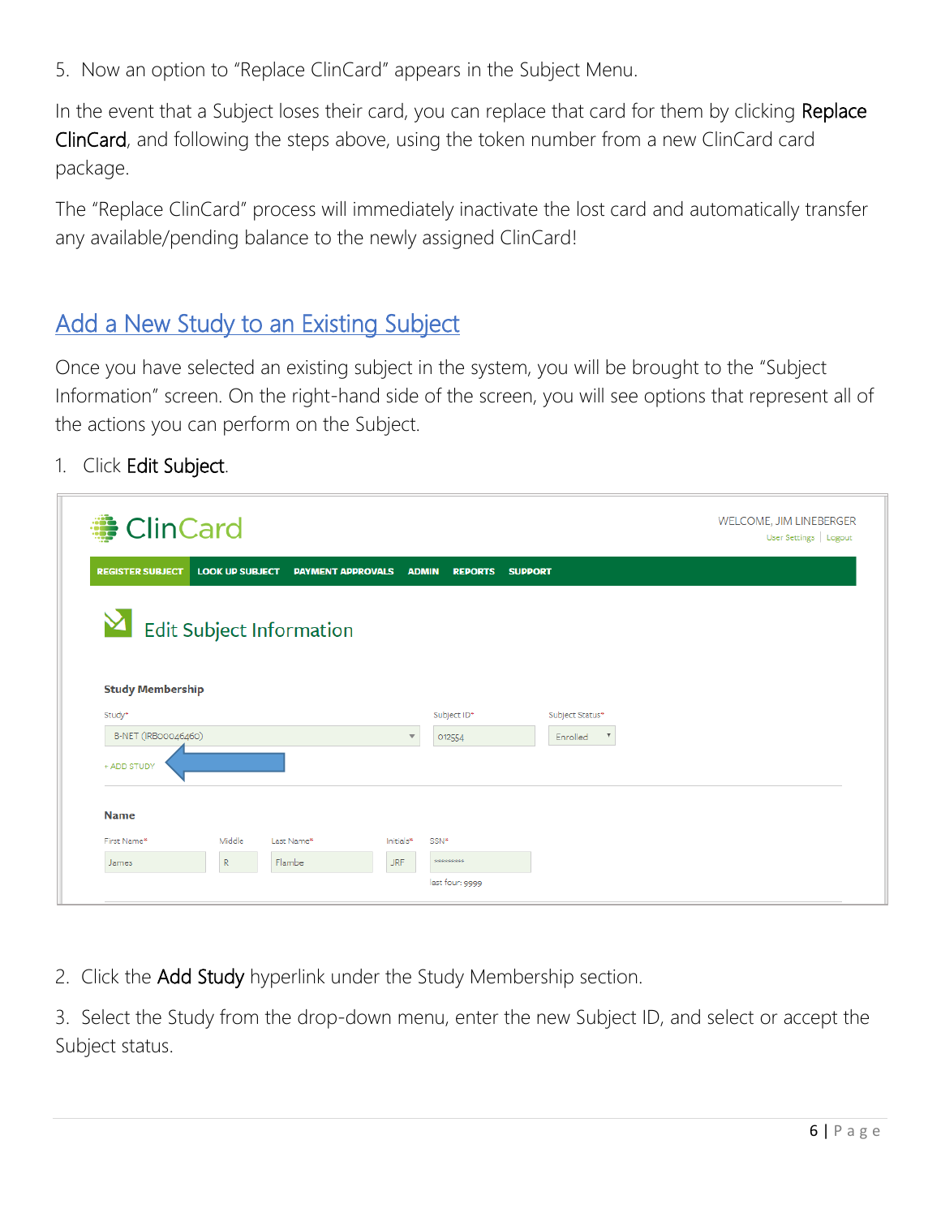5. Now an option to "Replace ClinCard" appears in the Subject Menu.

In the event that a Subject loses their card, you can replace that card for them by clicking **Replace ClinCard**, and following the steps above, using the token number from a new ClinCard card package.

The "Replace ClinCard" process will immediately inactivate the lost card and automatically transfer any available/pending balance to the newly assigned ClinCard!

## Add a New Study to an Existing Subject

Once you have selected an existing subject in the system, you will be brought to the "Subject Information" screen. On the right-hand side of the screen, you will see options that represent all of the actions you can perform on the Subject.

1. Click **Edit Subject**.

2. Click the **Add Study** hyperlink under the Study Membership section.

3. Select the Study from the drop-down menu, enter the new Subject ID, and select or accept the Subject status.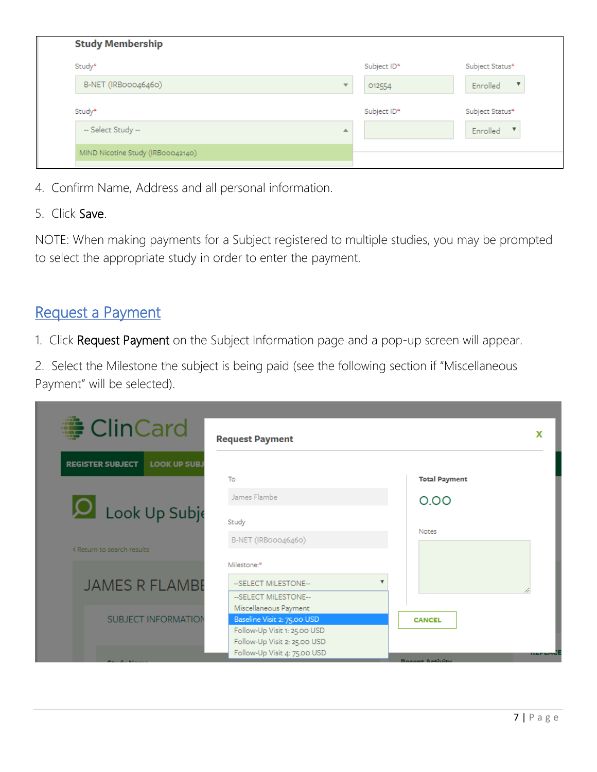4. Confirm Name, Address and all personal information.
5. Click **Save**.

NOTE: When making payments for a Subject registered to multiple studies, you may be prompted to select the appropriate study in order to enter the payment.

## Request a Payment

1. Click **Request Payment** on the Subject Information page and a pop-up screen will appear.
2. Select the Milestone the subject is being paid (see the following section if "Miscellaneous Payment" will be selected).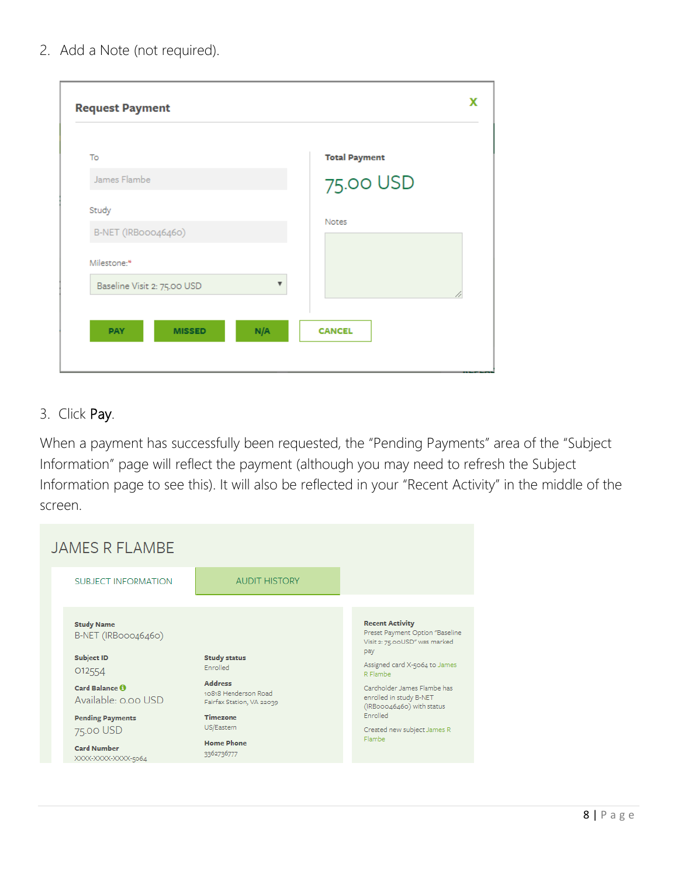2. Add a Note (not required).

**Request Payment**

To

James Flambe

Study

B-NET (IRB00046460)

Milestone:*

Baseline Visit 2: 75.00 USD

**Total Payment**

75.00 USD

Notes

PAY MISSED N/A CANCEL

3. Click **Pay**.

When a payment has successfully been requested, the "Pending Payments" area of the "Subject Information" page will reflect the payment (although you may need to refresh the Subject Information page to see this). It will also be reflected in your "Recent Activity" in the middle of the screen.

JAMES R FLAMBE

SUBJECT INFORMATION | AUDIT HISTORY

**Study Name**
B-NET (IRB00046460)

**Subject ID**
012554

**Card Balance**
Available: 0.00 USD

**Pending Payments**
75.00 USD

**Card Number**
XXXX-XXXX-XXXX-5064

**Study status**
Enrolled

**Address**
10818 Henderson Road
Fairfax Station, VA 22039

**Timezone**
US/Eastern

**Home Phone**
3362736777

**Recent Activity**

Preset Payment Option "Baseline Visit 2: 75.00USD" was marked pay

Assigned card X-5064 to James R Flambe

Cardholder James Flambe has enrolled in study B-NET (IRB00046460) with status Enrolled

Created new subject James R Flambe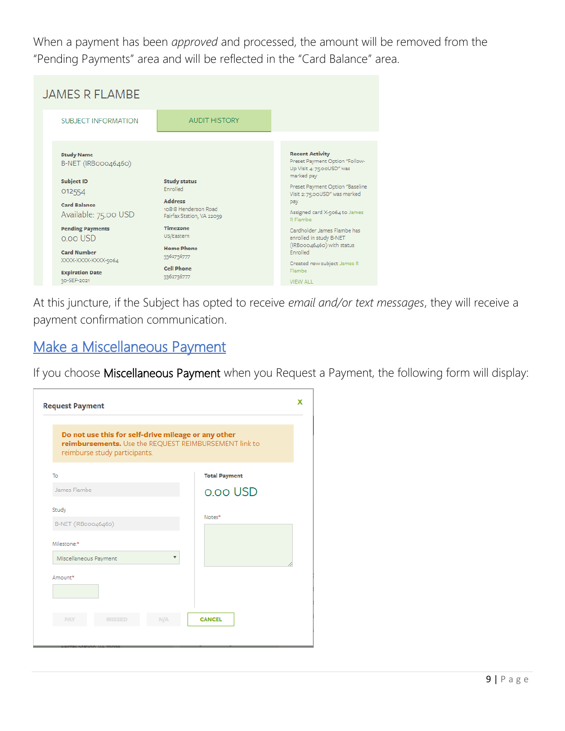When a payment has been *approved* and processed, the amount will be removed from the "Pending Payments" area and will be reflected in the "Card Balance" area.

JAMES R FLAMBE

SUBJECT INFORMATION | AUDIT HISTORY

**Study Name**
B-NET (IRB00046460)

**Subject ID**
012554

**Card Balance**
Available: 75.00 USD

**Pending Payments**
0.00 USD

**Card Number**
XXXX-XXXX-XXXX-5064

**Expiration Date**
30-SEP-2021

**Study status**
Enrolled

**Address**
10818 Henderson Road
Fairfax Station, VA 22039

**Timezone**
US/Eastern

**Home Phone**
3362736777

**Cell Phone**
3362736777

**Recent Activity**
Preset Payment Option "Follow-Up Visit 4: 75.00USD" was marked pay

Preset Payment Option "Baseline Visit 2: 75.00USD" was marked pay

Assigned card X-5064 to James R Flambe

Cardholder James Flambe has enrolled in study B-NET (IRB00046460) with status Enrolled

Created new subject James R Flambe

VIEW ALL

At this juncture, if the Subject has opted to receive *email and/or text messages*, they will receive a payment confirmation communication.

## Make a Miscellaneous Payment

If you choose Miscellaneous Payment when you Request a Payment, the following form will display:

**Request Payment**

**Do not use this for self-drive mileage or any other reimbursements.** Use the REQUEST REIMBURSEMENT link to reimburse study participants.

To
James Flambe

Study
B-NET (IRB00046460)

Milestone*
Miscellaneous Payment

Amount*

**Total Payment**
0.00 USD

Notes*

PAY | MISSED | N/A | CANCEL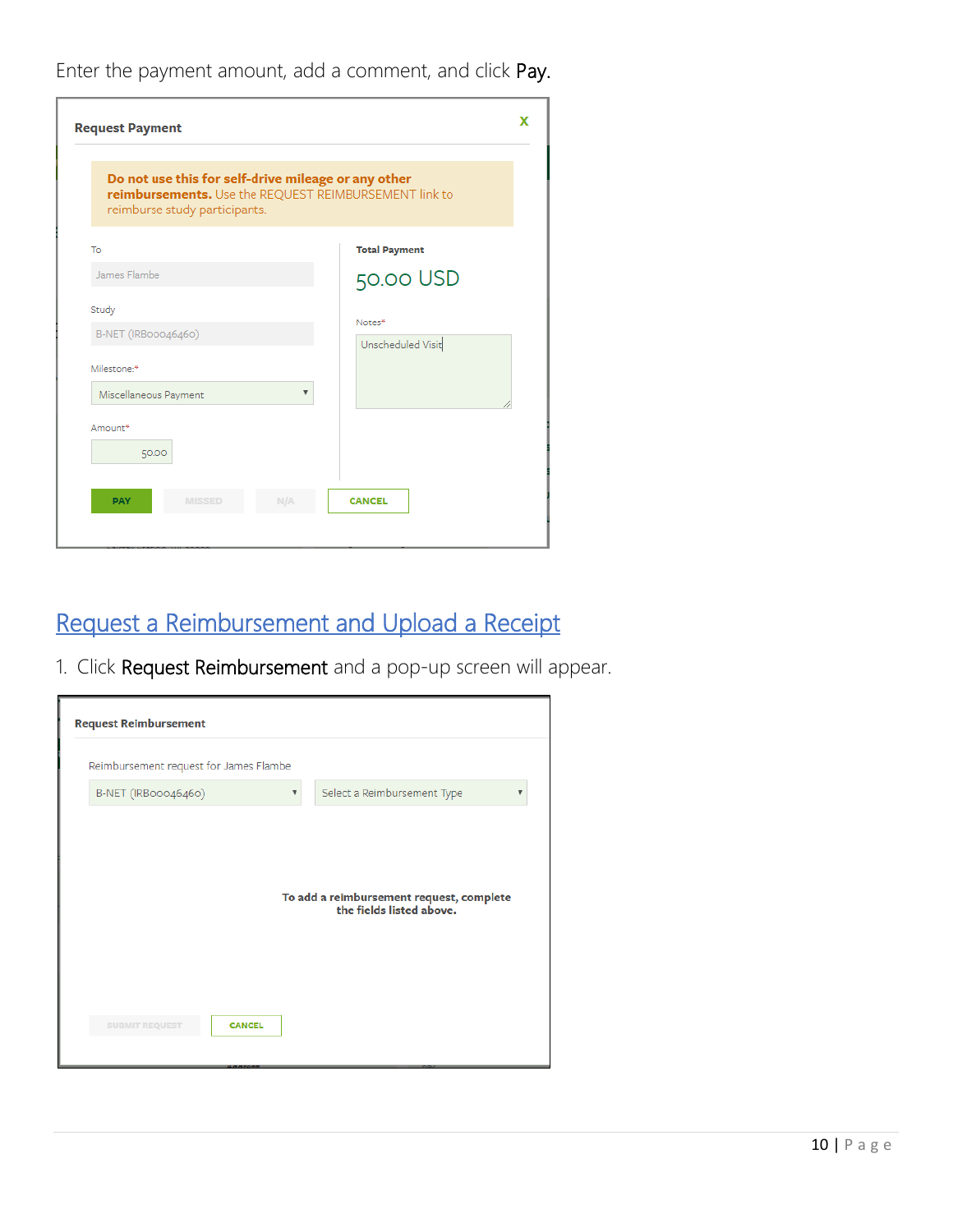Enter the payment amount, add a comment, and click **Pay**.

**Request Payment**

**Do not use this for self-drive mileage or any other reimbursements.** Use the REQUEST REIMBURSEMENT link to reimburse study participants.

To

James Flambe

Study

B-NET (IRB00046460)

Milestone:*

Miscellaneous Payment

Amount*

50.00

**Total Payment**

50.00 USD

Notes*

Unscheduled Visit

PAY | MISSED | N/A | CANCEL

## Request a Reimbursement and Upload a Receipt

1. Click **Request Reimbursement** and a pop-up screen will appear.

**Request Reimbursement**

Reimbursement request for James Flambe

B-NET (IRB00046460) | Select a Reimbursement Type

**To add a reimbursement request, complete the fields listed above.**

SUBMIT REQUEST | CANCEL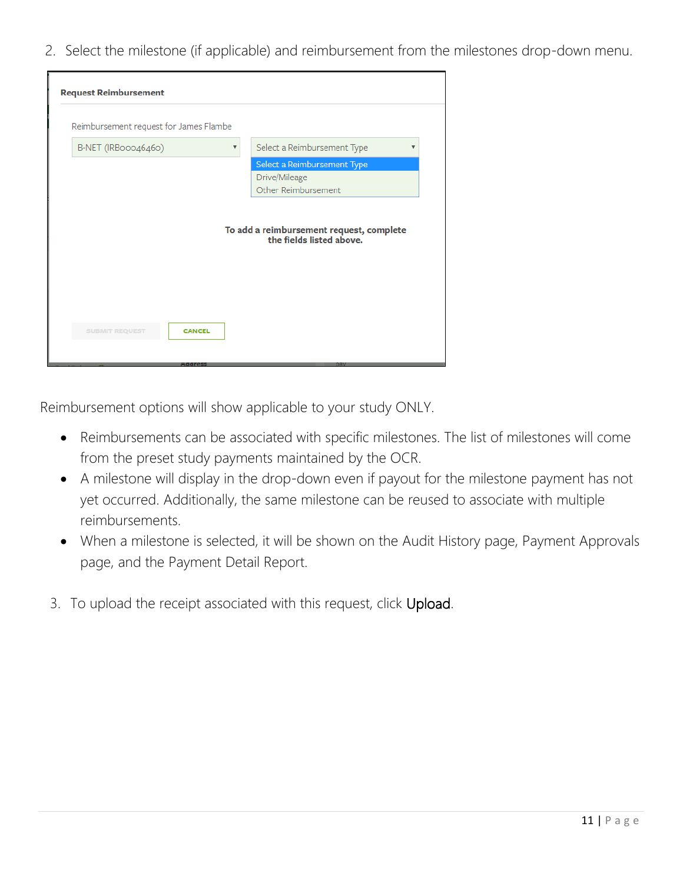2. Select the milestone (if applicable) and reimbursement from the milestones drop-down menu.

Reimbursement options will show applicable to your study ONLY.

- Reimbursements can be associated with specific milestones. The list of milestones will come from the preset study payments maintained by the OCR.
- A milestone will display in the drop-down even if payout for the milestone payment has not yet occurred. Additionally, the same milestone can be reused to associate with multiple reimbursements.
- When a milestone is selected, it will be shown on the Audit History page, Payment Approvals page, and the Payment Detail Report.

3. To upload the receipt associated with this request, click Upload.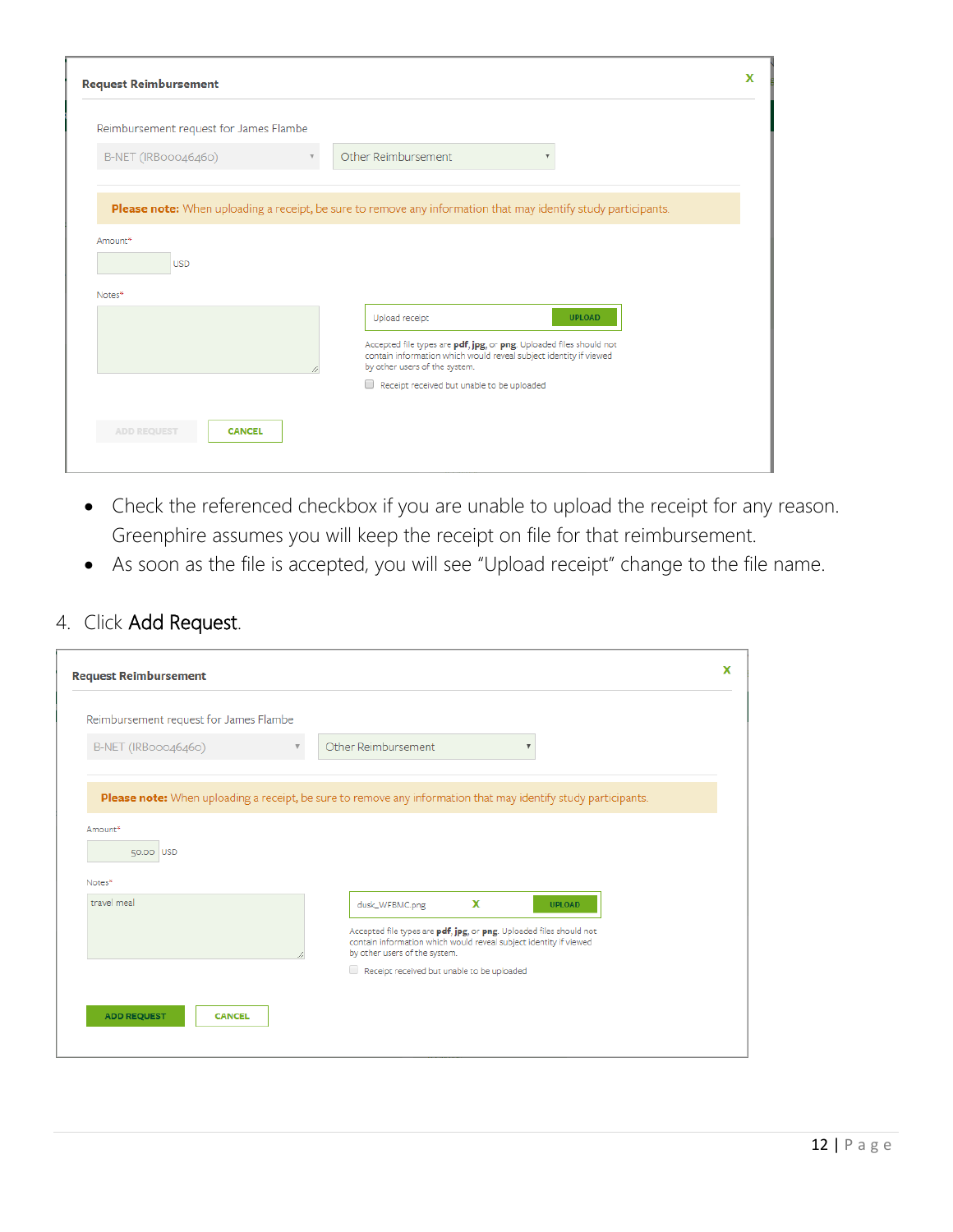**Request Reimbursement**

Reimbursement request for James Flambe

B-NET (IRB00046460) | Other Reimbursement

**Please note:** When uploading a receipt, be sure to remove any information that may identify study participants.

Amount* USD

Notes*

Upload receipt UPLOAD

Accepted file types are **pdf**, **jpg**, or **png**. Uploaded files should not contain information which would reveal subject identity if viewed by other users of the system.

Receipt received but unable to be uploaded

ADD REQUEST CANCEL

- Check the referenced checkbox if you are unable to upload the receipt for any reason. Greenphire assumes you will keep the receipt on file for that reimbursement.
- As soon as the file is accepted, you will see "Upload receipt" change to the file name.

4. Click **Add Request**.

**Request Reimbursement**

Reimbursement request for James Flambe

B-NET (IRB00046460) | Other Reimbursement

**Please note:** When uploading a receipt, be sure to remove any information that may identify study participants.

Amount* 50.00 USD

Notes* travel meal

dusk_WFBMC.png X UPLOAD

Accepted file types are **pdf**, **jpg**, or **png**. Uploaded files should not contain information which would reveal subject identity if viewed by other users of the system.

Receipt received but unable to be uploaded

ADD REQUEST CANCEL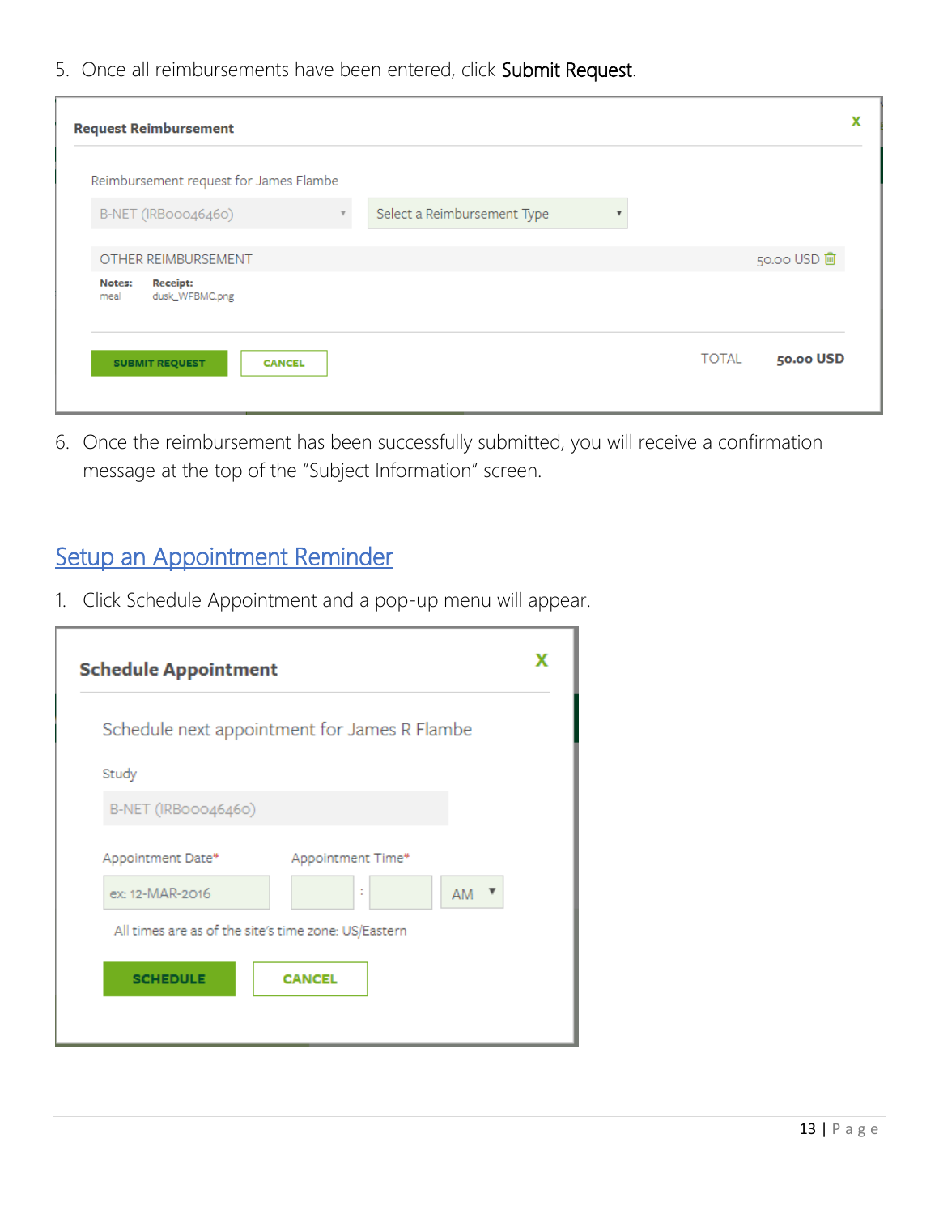5. Once all reimbursements have been entered, click **Submit Request**.

6. Once the reimbursement has been successfully submitted, you will receive a confirmation message at the top of the "Subject Information" screen.

## Setup an Appointment Reminder

1. Click Schedule Appointment and a pop-up menu will appear.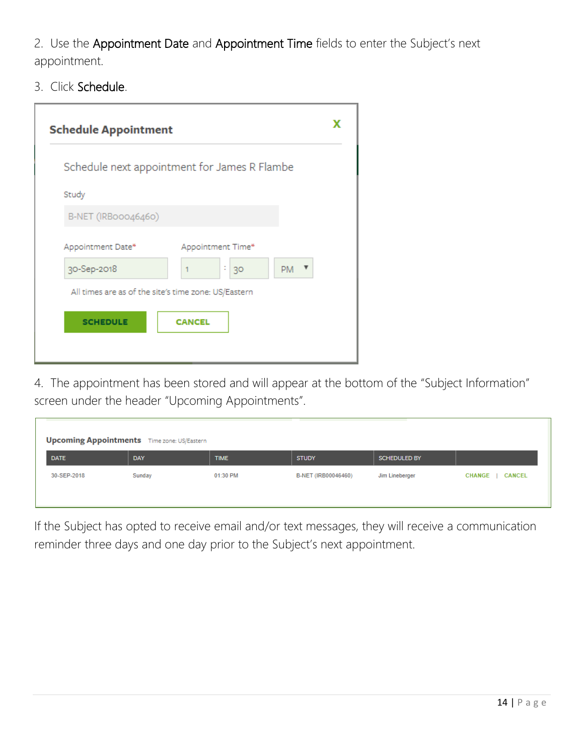2. Use the Appointment Date and Appointment Time fields to enter the Subject's next appointment.

3. Click Schedule.

**Schedule Appointment**

Schedule next appointment for James R Flambe

Study

B-NET (IRB00046460)

Appointment Date* | Appointment Time*

30-Sep-2018 | 1 : 30 PM

All times are as of the site's time zone: US/Eastern

SCHEDULE | CANCEL

4. The appointment has been stored and will appear at the bottom of the "Subject Information" screen under the header "Upcoming Appointments".

**Upcoming Appointments** Time zone: US/Eastern

| DATE | DAY | TIME | STUDY | SCHEDULED BY | |
|---|---|---|---|---|---|
| 30-SEP-2018 | Sunday | 01:30 PM | B-NET (IRB00046460) | Jim Lineberger | CHANGE \| CANCEL |

If the Subject has opted to receive email and/or text messages, they will receive a communication reminder three days and one day prior to the Subject's next appointment.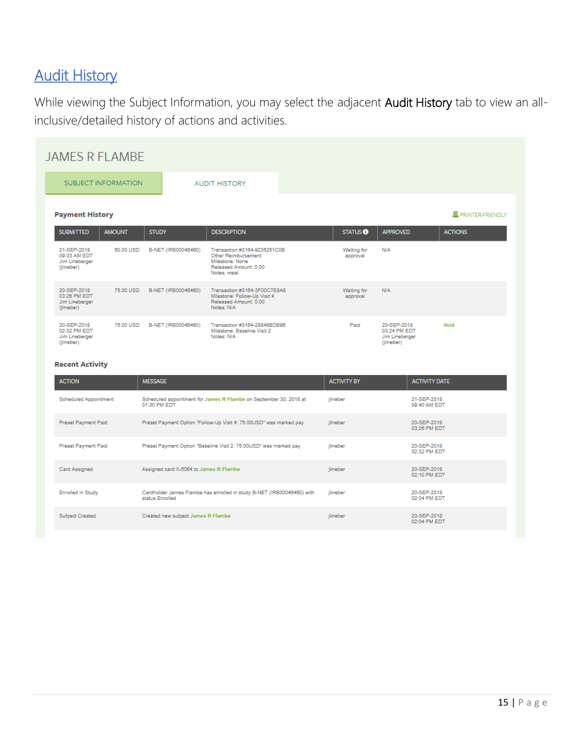## Audit History

While viewing the Subject Information, you may select the adjacent **Audit History** tab to view an all-inclusive/detailed history of actions and activities.

JAMES R FLAMBE

SUBJECT INFORMATION | AUDIT HISTORY

**Payment History**

PRINTER-FRIENDLY

| SUBMITTED | AMOUNT | STUDY | DESCRIPTION | STATUS | APPROVED | ACTIONS |
|---|---|---|---|---|---|---|
| 21-SEP-2018 09:03 AM EDT Jim Lineberger (jlineber) | 50.00 USD | B-NET (IRB00046460) | Transaction #3164-9235251C0B Other Reimbursement Milestone: None Released Amount: 0.00 Notes: meal | Waiting for approval | N/A | |
| 20-SEP-2018 03:26 PM EDT Jim Lineberger (jlineber) | 75.00 USD | B-NET (IRB00046460) | Transaction #3164-3F00C7E8A6 Milestone: Follow-Up Visit 4 Released Amount: 0.00 Notes: N/A | Waiting for approval | N/A | |
| 20-SEP-2018 02:32 PM EDT Jim Lineberger (jlineber) | 75.00 USD | B-NET (IRB00046460) | Transaction #3164-28846BDB96 Milestone: Baseline Visit 2 Notes: N/A | Paid | 20-SEP-2018 03:24 PM EDT Jim Lineberger (jlineber) | Void |

**Recent Activity**

| ACTION | MESSAGE | ACTIVITY BY | ACTIVITY DATE |
|---|---|---|---|
| Scheduled Appointment | Scheduled appointment for James R Flambe on September 30, 2018 at 01:30 PM EDT | jlineber | 21-SEP-2018 09:40 AM EDT |
| Preset Payment Paid | Preset Payment Option "Follow-Up Visit 4: 75.00USD" was marked pay | jlineber | 20-SEP-2018 03:26 PM EDT |
| Preset Payment Paid | Preset Payment Option "Baseline Visit 2: 75.00USD" was marked pay | jlineber | 20-SEP-2018 02:32 PM EDT |
| Card Assigned | Assigned card X-5064 to James R Flambe | jlineber | 20-SEP-2018 02:10 PM EDT |
| Enrolled in Study | Cardholder James Flambe has enrolled in study B-NET (IRB00046460) with status Enrolled | jlineber | 20-SEP-2018 02:04 PM EDT |
| Subject Created | Created new subject James R Flambe | jlineber | 20-SEP-2018 02:04 PM EDT |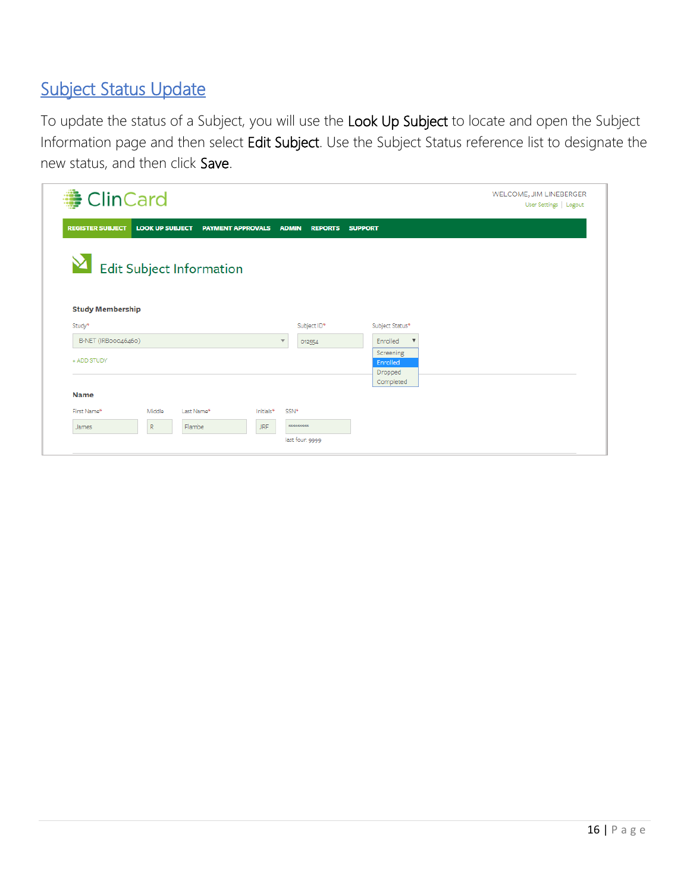## Subject Status Update

To update the status of a Subject, you will use the **Look Up Subject** to locate and open the Subject Information page and then select **Edit Subject**. Use the Subject Status reference list to designate the new status, and then click **Save**.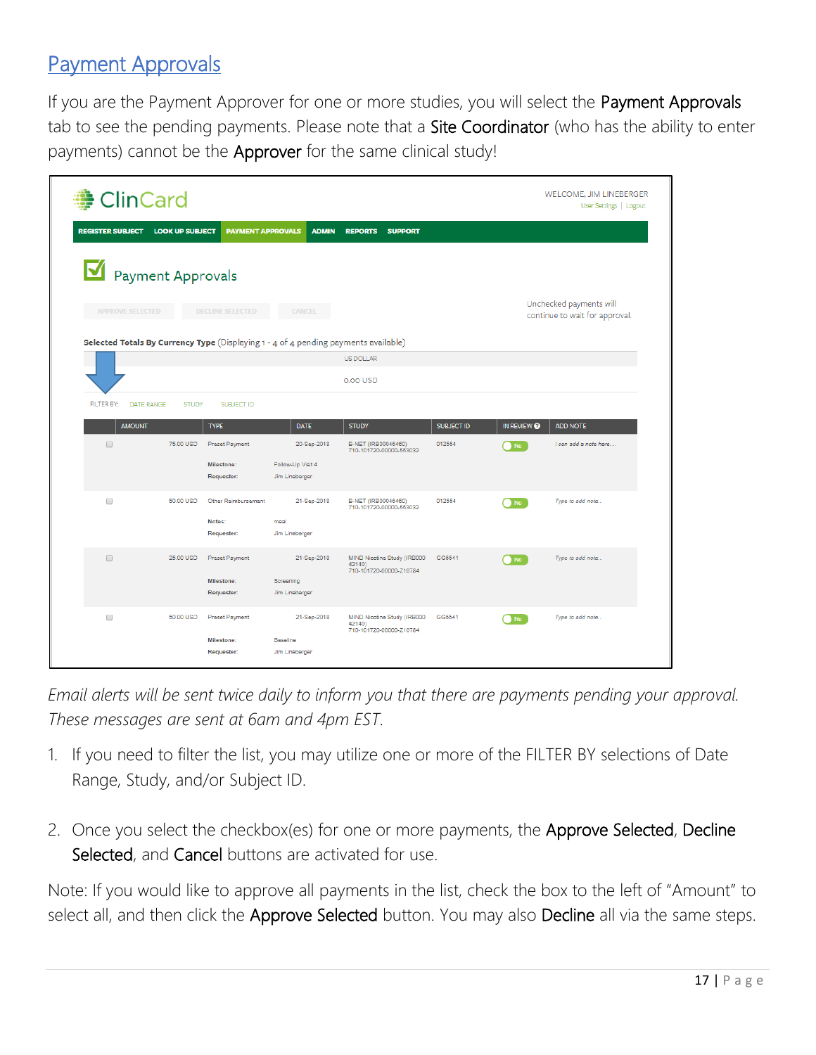## Payment Approvals

If you are the Payment Approver for one or more studies, you will select the Payment Approvals tab to see the pending payments. Please note that a Site Coordinator (who has the ability to enter payments) cannot be the Approver for the same clinical study!

*Email alerts will be sent twice daily to inform you that there are payments pending your approval. These messages are sent at 6am and 4pm EST.*

1. If you need to filter the list, you may utilize one or more of the FILTER BY selections of Date Range, Study, and/or Subject ID.

2. Once you select the checkbox(es) for one or more payments, the Approve Selected, Decline Selected, and Cancel buttons are activated for use.

Note: If you would like to approve all payments in the list, check the box to the left of "Amount" to select all, and then click the Approve Selected button. You may also Decline all via the same steps.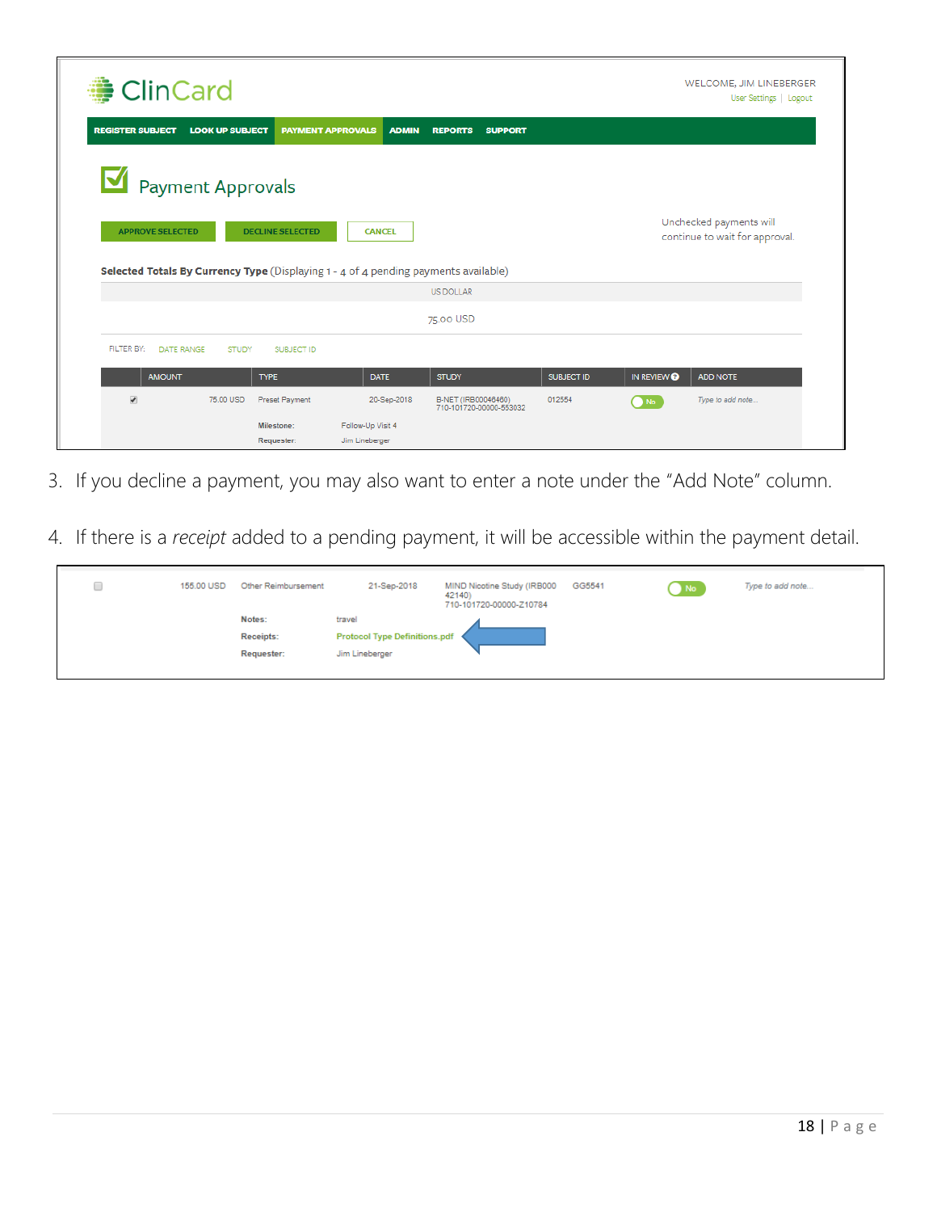ClinCard

WELCOME, JIM LINEBERGER
User Settings | Logout

REGISTER SUBJECT | LOOK UP SUBJECT | PAYMENT APPROVALS | ADMIN | REPORTS | SUPPORT

Payment Approvals

APPROVE SELECTED | DECLINE SELECTED | CANCEL

Unchecked payments will continue to wait for approval.

**Selected Totals By Currency Type** (Displaying 1 - 4 of 4 pending payments available)

US DOLLAR

75.00 USD

FILTER BY: DATE RANGE STUDY SUBJECT ID

| | AMOUNT | TYPE | DATE | STUDY | SUBJECT ID | IN REVIEW | ADD NOTE |
|---|---|---|---|---|---|---|---|
| ☑ | 75.00 USD | Preset Payment | 20-Sep-2018 | B-NET (IRB00046460) 710-101720-00000-553032 | 012554 | No | Type to add note... |

Milestone: Follow-Up Visit 4
Requester: Jim Lineberger

3. If you decline a payment, you may also want to enter a note under the "Add Note" column.
4. If there is a *receipt* added to a pending payment, it will be accessible within the payment detail.

| | | | | | | | |
|---|---|---|---|---|---|---|---|
| ☐ | 155.00 USD | Other Reimbursement | 21-Sep-2018 | MIND Nicotine Study (IRB00042140) 710-101720-00000-Z10784 | GG5541 | No | Type to add note... |

Notes: travel
Receipts: Protocol Type Definitions.pdf
Requester: Jim Lineberger